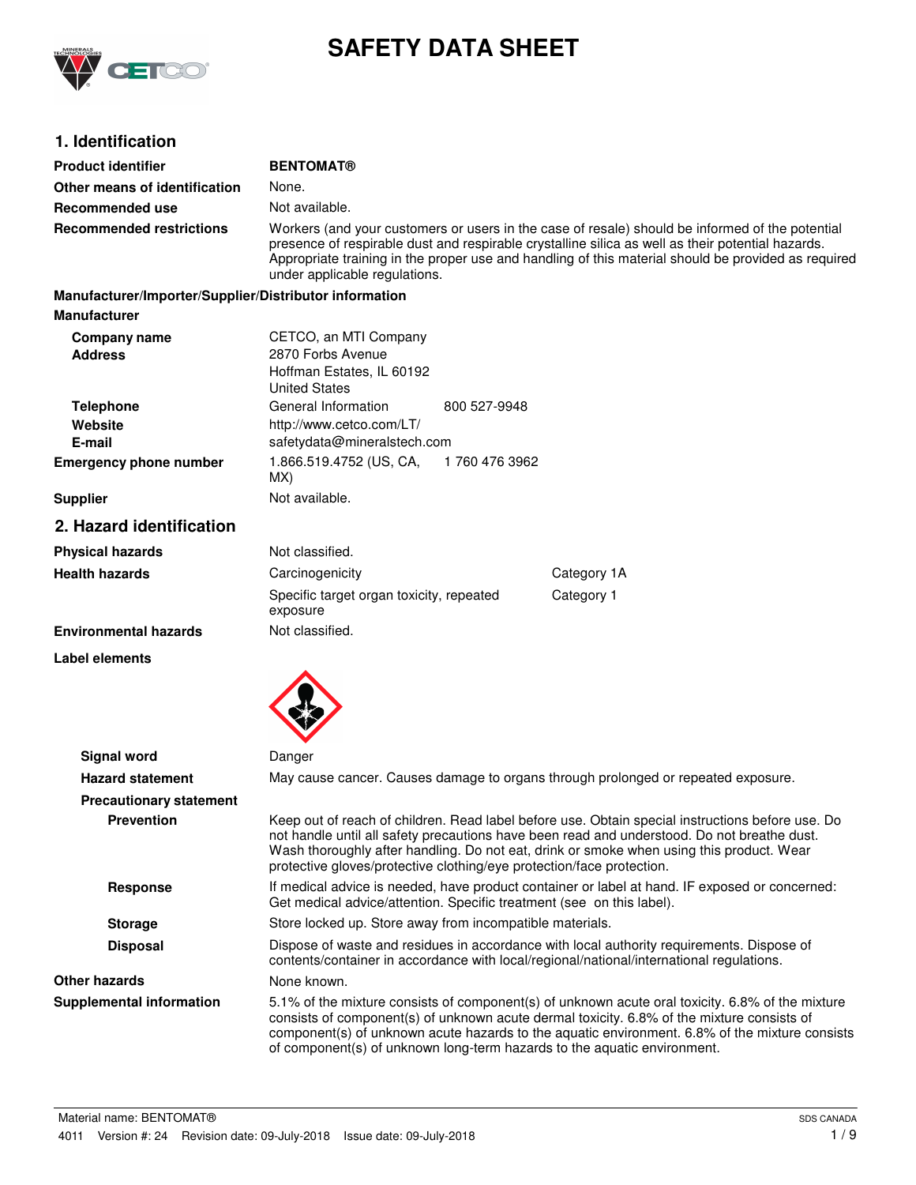# SAFETY DATA SHEET

## 1. Identification

| | |
|---|---|
| **Product identifier** | **BENTOMAT®** |
| **Other means of identification** | None. |
| **Recommended use** | Not available. |
| **Recommended restrictions** | Workers (and your customers or users in the case of resale) should be informed of the potential presence of respirable dust and respirable crystalline silica as well as their potential hazards. Appropriate training in the proper use and handling of this material should be provided as required under applicable regulations. |

**Manufacturer/Importer/Supplier/Distributor information**

**Manufacturer**

| | | |
|---|---|---|
| **Company name** | CETCO, an MTI Company | |
| **Address** | 2870 Forbs Avenue<br>Hoffman Estates, IL 60192<br>United States | |
| **Telephone** | General Information | 800 527-9948 |
| **Website** | http://www.cetco.com/LT/ | |
| **E-mail** | safetydata@mineralstech.com | |
| **Emergency phone number** | 1.866.519.4752 (US, CA, MX) | 1 760 476 3962 |
| **Supplier** | Not available. | |

## 2. Hazard identification

| | | |
|---|---|---|
| **Physical hazards** | Not classified. | |
| **Health hazards** | Carcinogenicity | Category 1A |
| | Specific target organ toxicity, repeated exposure | Category 1 |
| **Environmental hazards** | Not classified. | |

**Label elements**

| | |
|---|---|
| **Signal word** | Danger |
| **Hazard statement** | May cause cancer. Causes damage to organs through prolonged or repeated exposure. |

**Precautionary statement**

| | |
|---|---|
| **Prevention** | Keep out of reach of children. Read label before use. Obtain special instructions before use. Do not handle until all safety precautions have been read and understood. Do not breathe dust. Wash thoroughly after handling. Do not eat, drink or smoke when using this product. Wear protective gloves/protective clothing/eye protection/face protection. |
| **Response** | If medical advice is needed, have product container or label at hand. IF exposed or concerned: Get medical advice/attention. Specific treatment (see on this label). |
| **Storage** | Store locked up. Store away from incompatible materials. |
| **Disposal** | Dispose of waste and residues in accordance with local authority requirements. Dispose of contents/container in accordance with local/regional/national/international regulations. |

| | |
|---|---|
| **Other hazards** | None known. |
| **Supplemental information** | 5.1% of the mixture consists of component(s) of unknown acute oral toxicity. 6.8% of the mixture consists of component(s) of unknown acute dermal toxicity. 6.8% of the mixture consists of component(s) of unknown acute hazards to the aquatic environment. 6.8% of the mixture consists of component(s) of unknown long-term hazards to the aquatic environment. |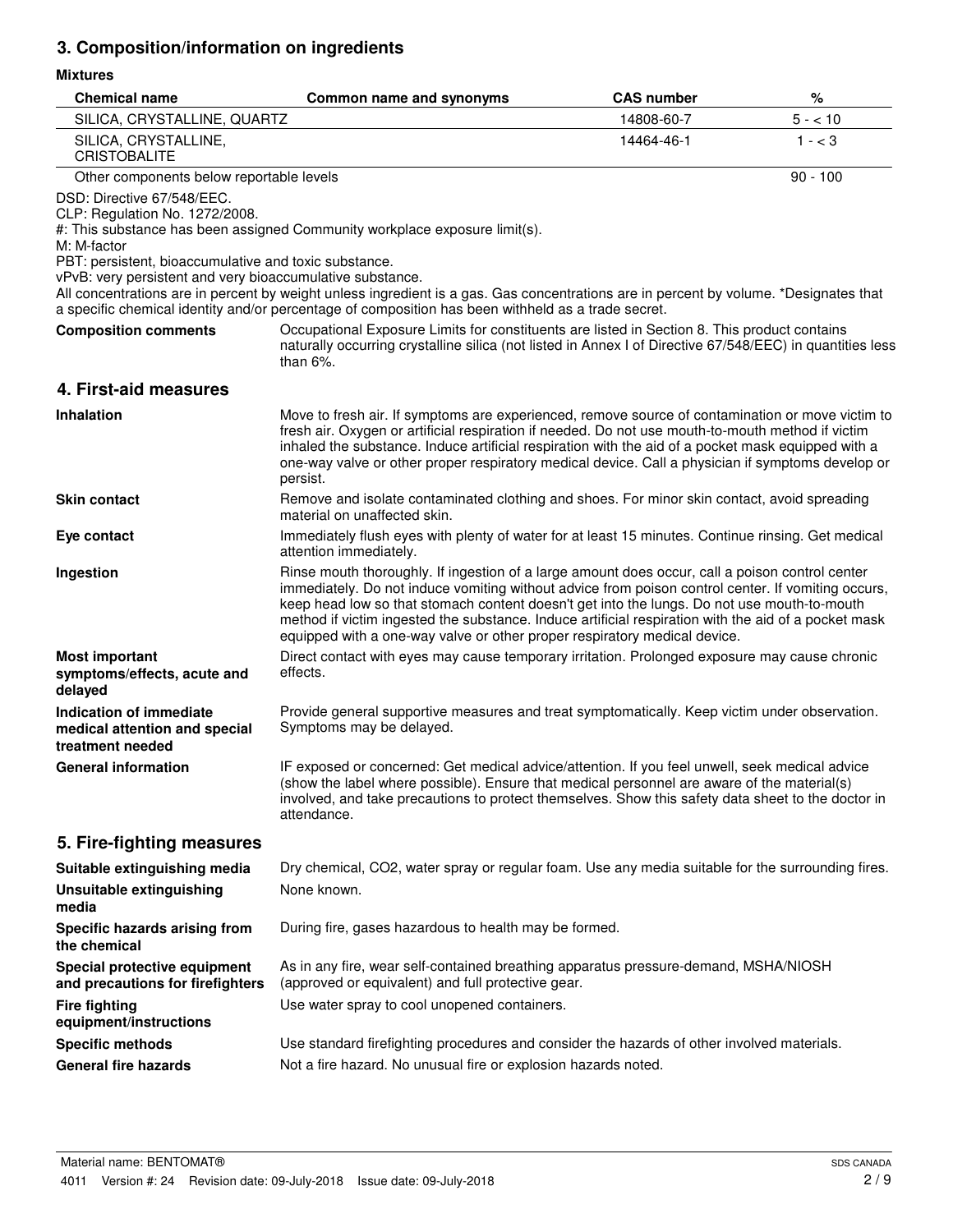## 3. Composition/information on ingredients

**Mixtures**

| Chemical name | Common name and synonyms | CAS number | % |
|---|---|---|---|
| SILICA, CRYSTALLINE, QUARTZ | | 14808-60-7 | 5 - < 10 |
| SILICA, CRYSTALLINE, CRISTOBALITE | | 14464-46-1 | 1 - < 3 |
| Other components below reportable levels | | | 90 - 100 |

DSD: Directive 67/548/EEC.
CLP: Regulation No. 1272/2008.
#: This substance has been assigned Community workplace exposure limit(s).
M: M-factor
PBT: persistent, bioaccumulative and toxic substance.
vPvB: very persistent and very bioaccumulative substance.
All concentrations are in percent by weight unless ingredient is a gas. Gas concentrations are in percent by volume. *Designates that a specific chemical identity and/or percentage of composition has been withheld as a trade secret.

**Composition comments** Occupational Exposure Limits for constituents are listed in Section 8. This product contains naturally occurring crystalline silica (not listed in Annex I of Directive 67/548/EEC) in quantities less than 6%.

## 4. First-aid measures

**Inhalation** Move to fresh air. If symptoms are experienced, remove source of contamination or move victim to fresh air. Oxygen or artificial respiration if needed. Do not use mouth-to-mouth method if victim inhaled the substance. Induce artificial respiration with the aid of a pocket mask equipped with a one-way valve or other proper respiratory medical device. Call a physician if symptoms develop or persist.

**Skin contact** Remove and isolate contaminated clothing and shoes. For minor skin contact, avoid spreading material on unaffected skin.

**Eye contact** Immediately flush eyes with plenty of water for at least 15 minutes. Continue rinsing. Get medical attention immediately.

**Ingestion** Rinse mouth thoroughly. If ingestion of a large amount does occur, call a poison control center immediately. Do not induce vomiting without advice from poison control center. If vomiting occurs, keep head low so that stomach content doesn't get into the lungs. Do not use mouth-to-mouth method if victim ingested the substance. Induce artificial respiration with the aid of a pocket mask equipped with a one-way valve or other proper respiratory medical device.

**Most important symptoms/effects, acute and delayed** Direct contact with eyes may cause temporary irritation. Prolonged exposure may cause chronic effects.

**Indication of immediate medical attention and special treatment needed** Provide general supportive measures and treat symptomatically. Keep victim under observation. Symptoms may be delayed.

**General information** IF exposed or concerned: Get medical advice/attention. If you feel unwell, seek medical advice (show the label where possible). Ensure that medical personnel are aware of the material(s) involved, and take precautions to protect themselves. Show this safety data sheet to the doctor in attendance.

## 5. Fire-fighting measures

**Suitable extinguishing media** Dry chemical, $CO_2$, water spray or regular foam. Use any media suitable for the surrounding fires.

**Unsuitable extinguishing media** None known.

**Specific hazards arising from the chemical** During fire, gases hazardous to health may be formed.

**Special protective equipment and precautions for firefighters** As in any fire, wear self-contained breathing apparatus pressure-demand, MSHA/NIOSH (approved or equivalent) and full protective gear.

**Fire fighting equipment/instructions** Use water spray to cool unopened containers.

**Specific methods** Use standard firefighting procedures and consider the hazards of other involved materials.

**General fire hazards** Not a fire hazard. No unusual fire or explosion hazards noted.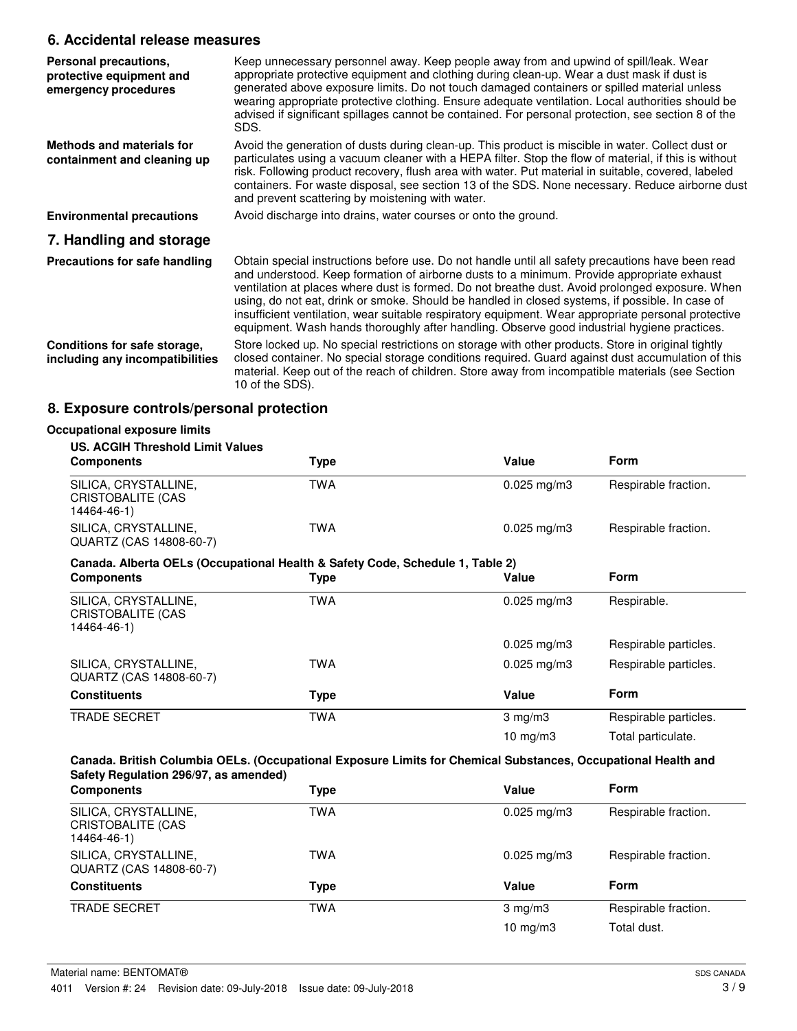## 6. Accidental release measures

**Personal precautions, protective equipment and emergency procedures**

Keep unnecessary personnel away. Keep people away from and upwind of spill/leak. Wear appropriate protective equipment and clothing during clean-up. Wear a dust mask if dust is generated above exposure limits. Do not touch damaged containers or spilled material unless wearing appropriate protective clothing. Ensure adequate ventilation. Local authorities should be advised if significant spillages cannot be contained. For personal protection, see section 8 of the SDS.

**Methods and materials for containment and cleaning up**

Avoid the generation of dusts during clean-up. This product is miscible in water. Collect dust or particulates using a vacuum cleaner with a HEPA filter. Stop the flow of material, if this is without risk. Following product recovery, flush area with water. Put material in suitable, covered, labeled containers. For waste disposal, see section 13 of the SDS. None necessary. Reduce airborne dust and prevent scattering by moistening with water.

**Environmental precautions**

Avoid discharge into drains, water courses or onto the ground.

## 7. Handling and storage

**Precautions for safe handling**

Obtain special instructions before use. Do not handle until all safety precautions have been read and understood. Keep formation of airborne dusts to a minimum. Provide appropriate exhaust ventilation at places where dust is formed. Do not breathe dust. Avoid prolonged exposure. When using, do not eat, drink or smoke. Should be handled in closed systems, if possible. In case of insufficient ventilation, wear suitable respiratory equipment. Wear appropriate personal protective equipment. Wash hands thoroughly after handling. Observe good industrial hygiene practices.

**Conditions for safe storage, including any incompatibilities**

Store locked up. No special restrictions on storage with other products. Store in original tightly closed container. No special storage conditions required. Guard against dust accumulation of this material. Keep out of the reach of children. Store away from incompatible materials (see Section 10 of the SDS).

## 8. Exposure controls/personal protection

**Occupational exposure limits**

**US. ACGIH Threshold Limit Values**

| Components | Type | Value | Form |
|---|---|---|---|
| SILICA, CRYSTALLINE, CRISTOBALITE (CAS 14464-46-1) | TWA | 0.025 mg/m3 | Respirable fraction. |
| SILICA, CRYSTALLINE, QUARTZ (CAS 14808-60-7) | TWA | 0.025 mg/m3 | Respirable fraction. |

**Canada. Alberta OELs (Occupational Health & Safety Code, Schedule 1, Table 2)**

| Components | Type | Value | Form |
|---|---|---|---|
| SILICA, CRYSTALLINE, CRISTOBALITE (CAS 14464-46-1) | TWA | 0.025 mg/m3 | Respirable. |
| | | 0.025 mg/m3 | Respirable particles. |
| SILICA, CRYSTALLINE, QUARTZ (CAS 14808-60-7) | TWA | 0.025 mg/m3 | Respirable particles. |

| Constituents | Type | Value | Form |
|---|---|---|---|
| TRADE SECRET | TWA | 3 mg/m3 | Respirable particles. |
| | | 10 mg/m3 | Total particulate. |

**Canada. British Columbia OELs. (Occupational Exposure Limits for Chemical Substances, Occupational Health and Safety Regulation 296/97, as amended)**

| Components | Type | Value | Form |
|---|---|---|---|
| SILICA, CRYSTALLINE, CRISTOBALITE (CAS 14464-46-1) | TWA | 0.025 mg/m3 | Respirable fraction. |
| SILICA, CRYSTALLINE, QUARTZ (CAS 14808-60-7) | TWA | 0.025 mg/m3 | Respirable fraction. |

| Constituents | Type | Value | Form |
|---|---|---|---|
| TRADE SECRET | TWA | 3 mg/m3 | Respirable fraction. |
| | | 10 mg/m3 | Total dust. |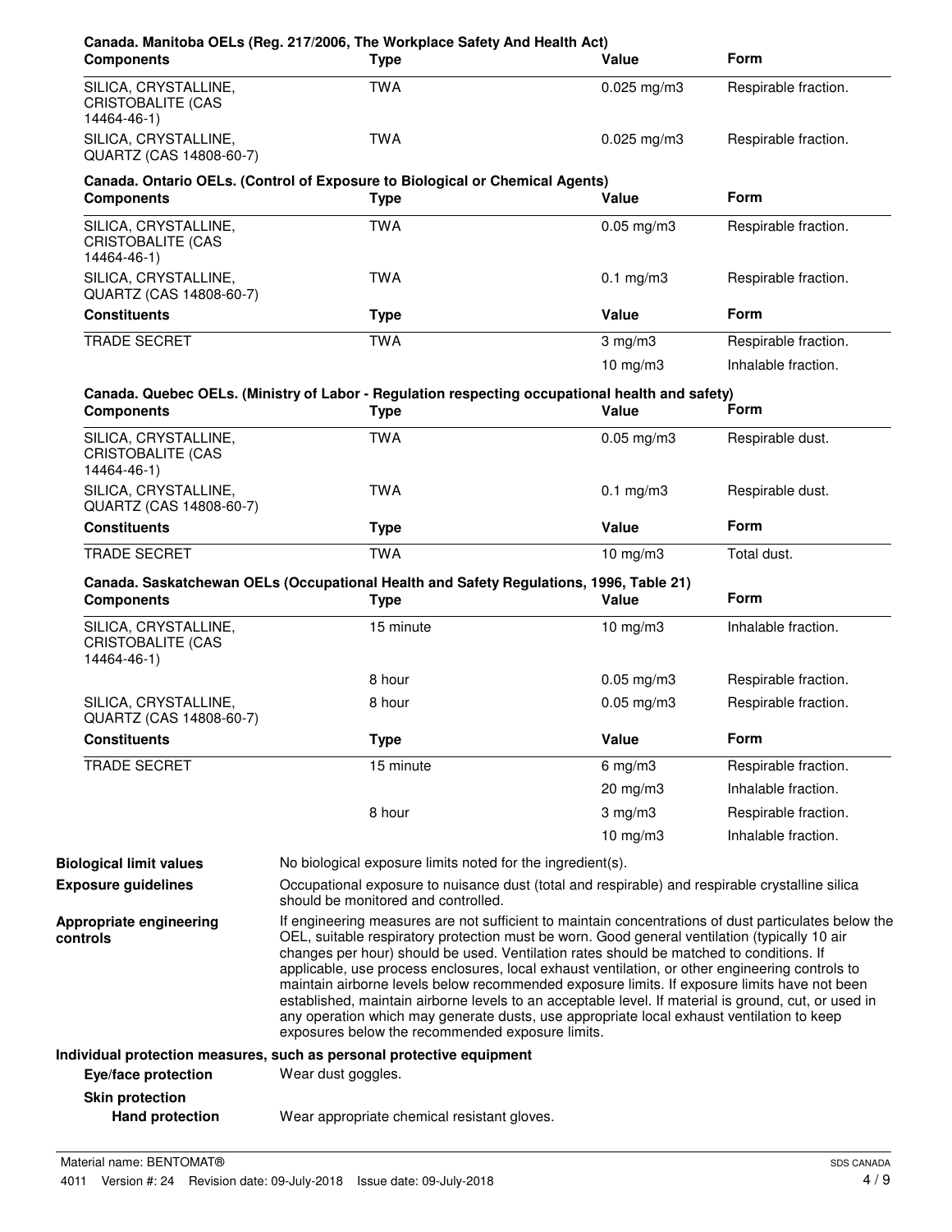**Canada. Manitoba OELs (Reg. 217/2006, The Workplace Safety And Health Act)**

| Components | Type | Value | Form |
|---|---|---|---|
| SILICA, CRYSTALLINE, CRISTOBALITE (CAS 14464-46-1) | TWA | 0.025 mg/m3 | Respirable fraction. |
| SILICA, CRYSTALLINE, QUARTZ (CAS 14808-60-7) | TWA | 0.025 mg/m3 | Respirable fraction. |

**Canada. Ontario OELs. (Control of Exposure to Biological or Chemical Agents)**

| Components | Type | Value | Form |
|---|---|---|---|
| SILICA, CRYSTALLINE, CRISTOBALITE (CAS 14464-46-1) | TWA | 0.05 mg/m3 | Respirable fraction. |
| SILICA, CRYSTALLINE, QUARTZ (CAS 14808-60-7) | TWA | 0.1 mg/m3 | Respirable fraction. |

| Constituents | Type | Value | Form |
|---|---|---|---|
| TRADE SECRET | TWA | 3 mg/m3 | Respirable fraction. |
| | | 10 mg/m3 | Inhalable fraction. |

**Canada. Quebec OELs. (Ministry of Labor - Regulation respecting occupational health and safety)**

| Components | Type | Value | Form |
|---|---|---|---|
| SILICA, CRYSTALLINE, CRISTOBALITE (CAS 14464-46-1) | TWA | 0.05 mg/m3 | Respirable dust. |
| SILICA, CRYSTALLINE, QUARTZ (CAS 14808-60-7) | TWA | 0.1 mg/m3 | Respirable dust. |

| Constituents | Type | Value | Form |
|---|---|---|---|
| TRADE SECRET | TWA | 10 mg/m3 | Total dust. |

**Canada. Saskatchewan OELs (Occupational Health and Safety Regulations, 1996, Table 21)**

| Components | Type | Value | Form |
|---|---|---|---|
| SILICA, CRYSTALLINE, CRISTOBALITE (CAS 14464-46-1) | 15 minute | 10 mg/m3 | Inhalable fraction. |
| | 8 hour | 0.05 mg/m3 | Respirable fraction. |
| SILICA, CRYSTALLINE, QUARTZ (CAS 14808-60-7) | 8 hour | 0.05 mg/m3 | Respirable fraction. |

| Constituents | Type | Value | Form |
|---|---|---|---|
| TRADE SECRET | 15 minute | 6 mg/m3 | Respirable fraction. |
| | | 20 mg/m3 | Inhalable fraction. |
| | 8 hour | 3 mg/m3 | Respirable fraction. |
| | | 10 mg/m3 | Inhalable fraction. |

**Biological limit values**
No biological exposure limits noted for the ingredient(s).

**Exposure guidelines**
Occupational exposure to nuisance dust (total and respirable) and respirable crystalline silica should be monitored and controlled.

**Appropriate engineering controls**
If engineering measures are not sufficient to maintain concentrations of dust particulates below the OEL, suitable respiratory protection must be worn. Good general ventilation (typically 10 air changes per hour) should be used. Ventilation rates should be matched to conditions. If applicable, use process enclosures, local exhaust ventilation, or other engineering controls to maintain airborne levels below recommended exposure limits. If exposure limits have not been established, maintain airborne levels to an acceptable level. If material is ground, cut, or used in any operation which may generate dusts, use appropriate local exhaust ventilation to keep exposures below the recommended exposure limits.

**Individual protection measures, such as personal protective equipment**

**Eye/face protection**
Wear dust goggles.

**Skin protection**

**Hand protection**
Wear appropriate chemical resistant gloves.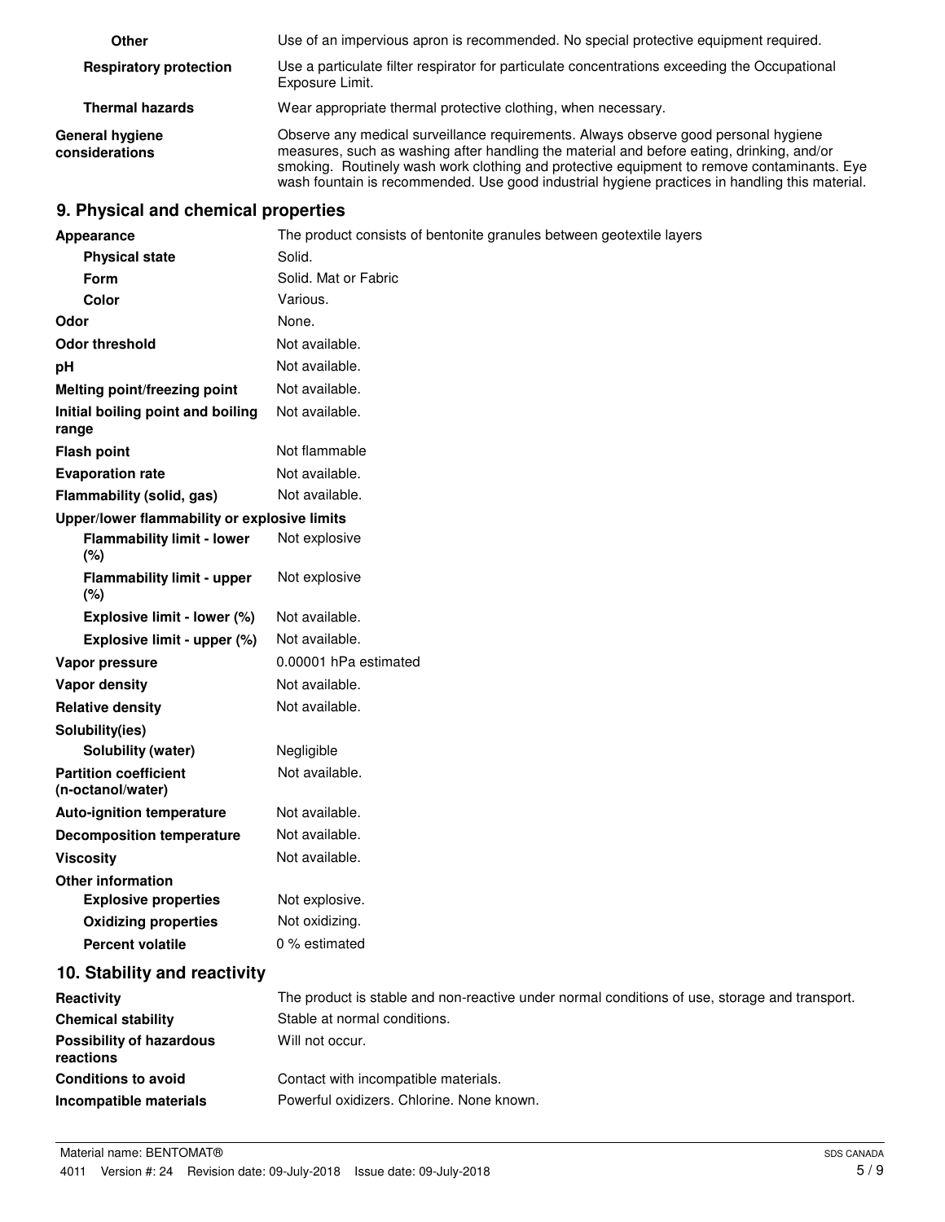| | |
|---|---|
| **Other** | Use of an impervious apron is recommended. No special protective equipment required. |
| **Respiratory protection** | Use a particulate filter respirator for particulate concentrations exceeding the Occupational Exposure Limit. |
| **Thermal hazards** | Wear appropriate thermal protective clothing, when necessary. |
| **General hygiene considerations** | Observe any medical surveillance requirements. Always observe good personal hygiene measures, such as washing after handling the material and before eating, drinking, and/or smoking. Routinely wash work clothing and protective equipment to remove contaminants. Eye wash fountain is recommended. Use good industrial hygiene practices in handling this material. |

## 9. Physical and chemical properties

| | |
|---|---|
| **Appearance** | The product consists of bentonite granules between geotextile layers |
| **Physical state** | Solid. |
| **Form** | Solid. Mat or Fabric |
| **Color** | Various. |
| **Odor** | None. |
| **Odor threshold** | Not available. |
| **pH** | Not available. |
| **Melting point/freezing point** | Not available. |
| **Initial boiling point and boiling range** | Not available. |
| **Flash point** | Not flammable |
| **Evaporation rate** | Not available. |
| **Flammability (solid, gas)** | Not available. |
| **Upper/lower flammability or explosive limits** | |
| **Flammability limit - lower (%)** | Not explosive |
| **Flammability limit - upper (%)** | Not explosive |
| **Explosive limit - lower (%)** | Not available. |
| **Explosive limit - upper (%)** | Not available. |
| **Vapor pressure** | 0.00001 hPa estimated |
| **Vapor density** | Not available. |
| **Relative density** | Not available. |
| **Solubility(ies)** | |
| **Solubility (water)** | Negligible |
| **Partition coefficient (n-octanol/water)** | Not available. |
| **Auto-ignition temperature** | Not available. |
| **Decomposition temperature** | Not available. |
| **Viscosity** | Not available. |
| **Other information** | |
| **Explosive properties** | Not explosive. |
| **Oxidizing properties** | Not oxidizing. |
| **Percent volatile** | 0 % estimated |

## 10. Stability and reactivity

| | |
|---|---|
| **Reactivity** | The product is stable and non-reactive under normal conditions of use, storage and transport. |
| **Chemical stability** | Stable at normal conditions. |
| **Possibility of hazardous reactions** | Will not occur. |
| **Conditions to avoid** | Contact with incompatible materials. |
| **Incompatible materials** | Powerful oxidizers. Chlorine. None known. |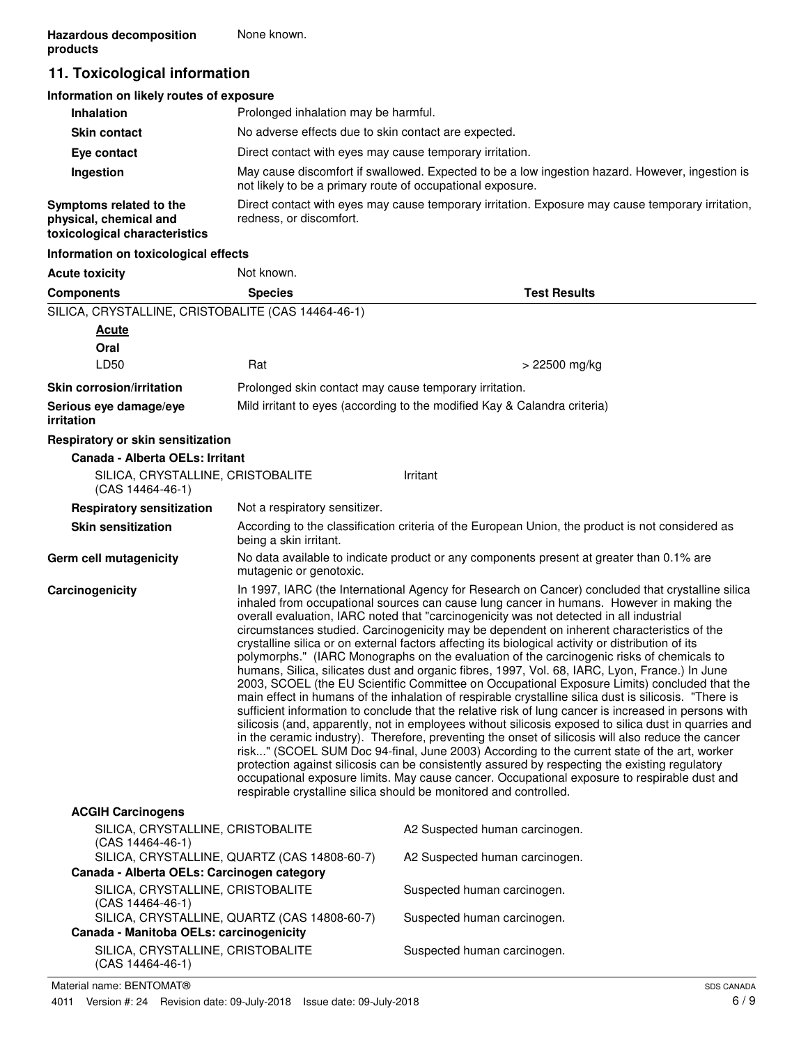**Hazardous decomposition products** None known.

## 11. Toxicological information

### Information on likely routes of exposure

**Inhalation** Prolonged inhalation may be harmful.

**Skin contact** No adverse effects due to skin contact are expected.

**Eye contact** Direct contact with eyes may cause temporary irritation.

**Ingestion** May cause discomfort if swallowed. Expected to be a low ingestion hazard. However, ingestion is not likely to be a primary route of occupational exposure.

**Symptoms related to the physical, chemical and toxicological characteristics** Direct contact with eyes may cause temporary irritation. Exposure may cause temporary irritation, redness, or discomfort.

### Information on toxicological effects

**Acute toxicity** Not known.

| Components | Species | Test Results |
|---|---|---|
| SILICA, CRYSTALLINE, CRISTOBALITE (CAS 14464-46-1) | | |
| **Acute** | | |
| **Oral** | | |
| LD50 | Rat | > 22500 mg/kg |

**Skin corrosion/irritation** Prolonged skin contact may cause temporary irritation.

**Serious eye damage/eye irritation** Mild irritant to eyes (according to the modified Kay & Calandra criteria)

**Respiratory or skin sensitization**

**Canada - Alberta OELs: Irritant**

| | |
|---|---|
| SILICA, CRYSTALLINE, CRISTOBALITE (CAS 14464-46-1) | Irritant |

**Respiratory sensitization** Not a respiratory sensitizer.

**Skin sensitization** According to the classification criteria of the European Union, the product is not considered as being a skin irritant.

**Germ cell mutagenicity** No data available to indicate product or any components present at greater than 0.1% are mutagenic or genotoxic.

**Carcinogenicity** In 1997, IARC (the International Agency for Research on Cancer) concluded that crystalline silica inhaled from occupational sources can cause lung cancer in humans. However in making the overall evaluation, IARC noted that "carcinogenicity was not detected in all industrial circumstances studied. Carcinogenicity may be dependent on inherent characteristics of the crystalline silica or on external factors affecting its biological activity or distribution of its polymorphs." (IARC Monographs on the evaluation of the carcinogenic risks of chemicals to humans, Silica, silicates dust and organic fibres, 1997, Vol. 68, IARC, Lyon, France.) In June 2003, SCOEL (the EU Scientific Committee on Occupational Exposure Limits) concluded that the main effect in humans of the inhalation of respirable crystalline silica dust is silicosis. "There is sufficient information to conclude that the relative risk of lung cancer is increased in persons with silicosis (and, apparently, not in employees without silicosis exposed to silica dust in quarries and in the ceramic industry). Therefore, preventing the onset of silicosis will also reduce the cancer risk..." (SCOEL SUM Doc 94-final, June 2003) According to the current state of the art, worker protection against silicosis can be consistently assured by respecting the existing regulatory occupational exposure limits. May cause cancer. Occupational exposure to respirable dust and respirable crystalline silica should be monitored and controlled.

**ACGIH Carcinogens**

| | |
|---|---|
| SILICA, CRYSTALLINE, CRISTOBALITE (CAS 14464-46-1) | A2 Suspected human carcinogen. |
| SILICA, CRYSTALLINE, QUARTZ (CAS 14808-60-7) | A2 Suspected human carcinogen. |

**Canada - Alberta OELs: Carcinogen category**

| | |
|---|---|
| SILICA, CRYSTALLINE, CRISTOBALITE (CAS 14464-46-1) | Suspected human carcinogen. |
| SILICA, CRYSTALLINE, QUARTZ (CAS 14808-60-7) | Suspected human carcinogen. |

**Canada - Manitoba OELs: carcinogenicity**

| | |
|---|---|
| SILICA, CRYSTALLINE, CRISTOBALITE (CAS 14464-46-1) | Suspected human carcinogen. |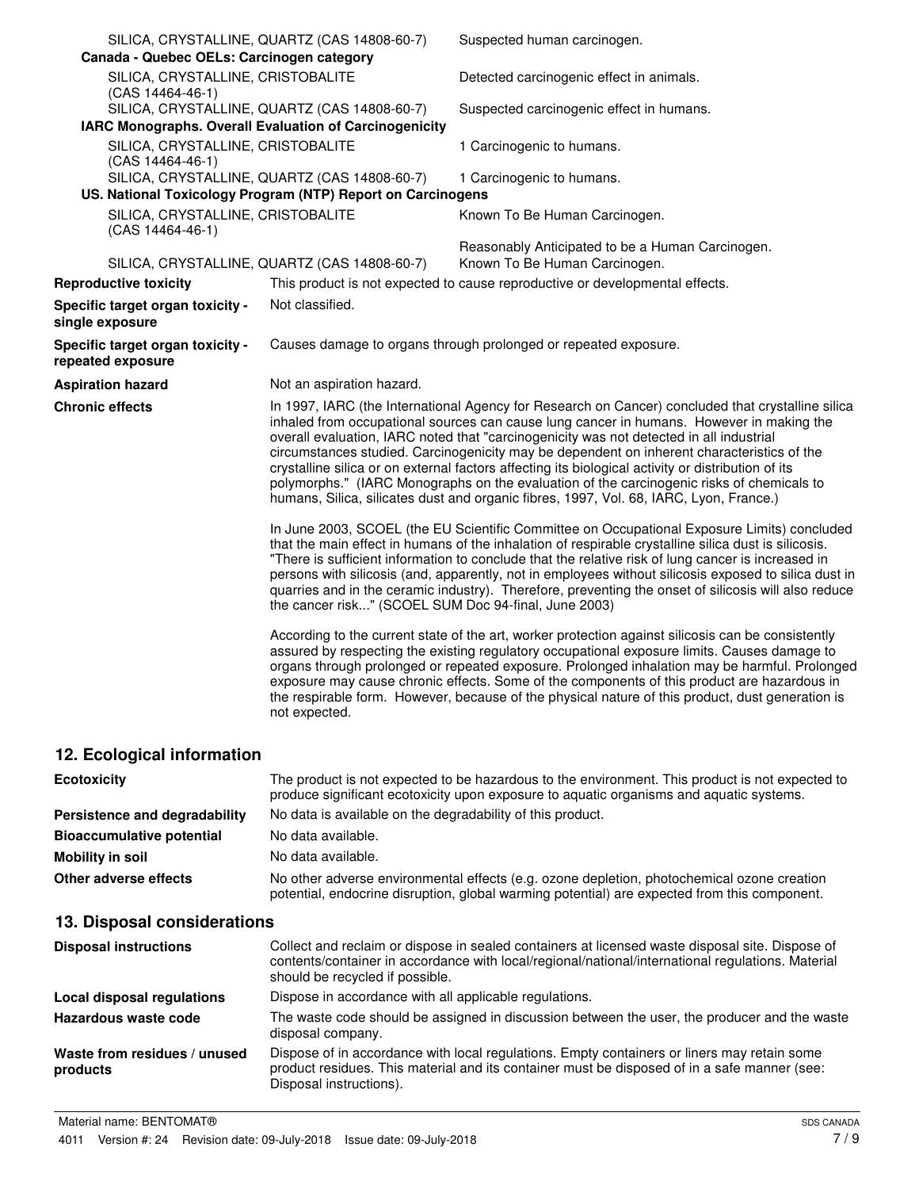| | |
|---|---|
| SILICA, CRYSTALLINE, QUARTZ (CAS 14808-60-7) | Suspected human carcinogen. |
| **Canada - Quebec OELs: Carcinogen category** | |
| SILICA, CRYSTALLINE, CRISTOBALITE (CAS 14464-46-1) | Detected carcinogenic effect in animals. |
| SILICA, CRYSTALLINE, QUARTZ (CAS 14808-60-7) | Suspected carcinogenic effect in humans. |
| **IARC Monographs. Overall Evaluation of Carcinogenicity** | |
| SILICA, CRYSTALLINE, CRISTOBALITE (CAS 14464-46-1) | 1 Carcinogenic to humans. |
| SILICA, CRYSTALLINE, QUARTZ (CAS 14808-60-7) | 1 Carcinogenic to humans. |
| **US. National Toxicology Program (NTP) Report on Carcinogens** | |
| SILICA, CRYSTALLINE, CRISTOBALITE (CAS 14464-46-1) | Known To Be Human Carcinogen. |
| | Reasonably Anticipated to be a Human Carcinogen. |
| SILICA, CRYSTALLINE, QUARTZ (CAS 14808-60-7) | Known To Be Human Carcinogen. |

**Reproductive toxicity** This product is not expected to cause reproductive or developmental effects.

**Specific target organ toxicity - single exposure** Not classified.

**Specific target organ toxicity - repeated exposure** Causes damage to organs through prolonged or repeated exposure.

**Aspiration hazard** Not an aspiration hazard.

**Chronic effects** In 1997, IARC (the International Agency for Research on Cancer) concluded that crystalline silica inhaled from occupational sources can cause lung cancer in humans. However in making the overall evaluation, IARC noted that "carcinogenicity was not detected in all industrial circumstances studied. Carcinogenicity may be dependent on inherent characteristics of the crystalline silica or on external factors affecting its biological activity or distribution of its polymorphs." (IARC Monographs on the evaluation of the carcinogenic risks of chemicals to humans, Silica, silicates dust and organic fibres, 1997, Vol. 68, IARC, Lyon, France.)

In June 2003, SCOEL (the EU Scientific Committee on Occupational Exposure Limits) concluded that the main effect in humans of the inhalation of respirable crystalline silica dust is silicosis. "There is sufficient information to conclude that the relative risk of lung cancer is increased in persons with silicosis (and, apparently, not in employees without silicosis exposed to silica dust in quarries and in the ceramic industry). Therefore, preventing the onset of silicosis will also reduce the cancer risk..." (SCOEL SUM Doc 94-final, June 2003)

According to the current state of the art, worker protection against silicosis can be consistently assured by respecting the existing regulatory occupational exposure limits. Causes damage to organs through prolonged or repeated exposure. Prolonged inhalation may be harmful. Prolonged exposure may cause chronic effects. Some of the components of this product are hazardous in the respirable form. However, because of the physical nature of this product, dust generation is not expected.

## 12. Ecological information

**Ecotoxicity** The product is not expected to be hazardous to the environment. This product is not expected to produce significant ecotoxicity upon exposure to aquatic organisms and aquatic systems.

**Persistence and degradability** No data is available on the degradability of this product.

**Bioaccumulative potential** No data available.

**Mobility in soil** No data available.

**Other adverse effects** No other adverse environmental effects (e.g. ozone depletion, photochemical ozone creation potential, endocrine disruption, global warming potential) are expected from this component.

## 13. Disposal considerations

**Disposal instructions** Collect and reclaim or dispose in sealed containers at licensed waste disposal site. Dispose of contents/container in accordance with local/regional/national/international regulations. Material should be recycled if possible.

**Local disposal regulations** Dispose in accordance with all applicable regulations.

**Hazardous waste code** The waste code should be assigned in discussion between the user, the producer and the waste disposal company.

**Waste from residues / unused products** Dispose of in accordance with local regulations. Empty containers or liners may retain some product residues. This material and its container must be disposed of in a safe manner (see: Disposal instructions).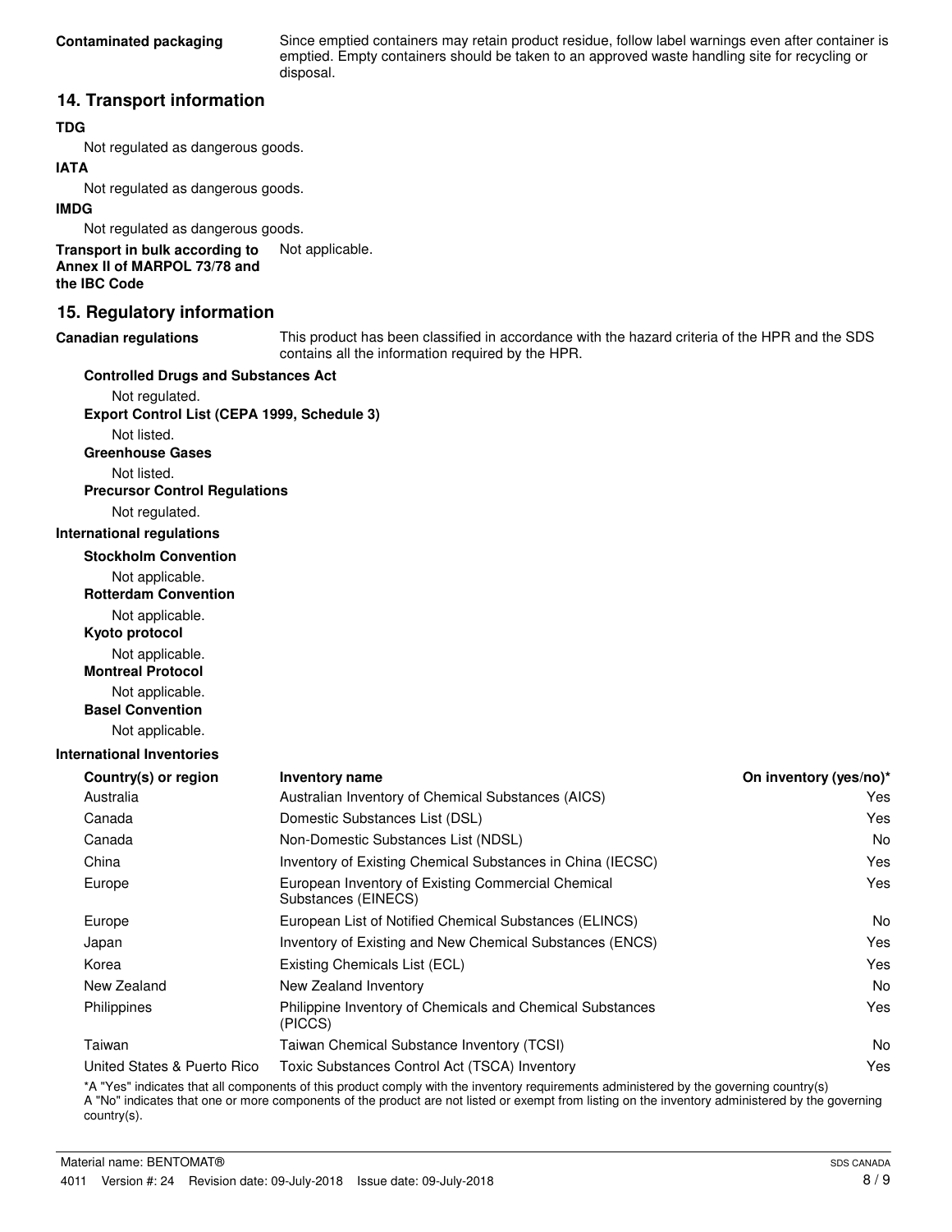**Contaminated packaging** Since emptied containers may retain product residue, follow label warnings even after container is emptied. Empty containers should be taken to an approved waste handling site for recycling or disposal.

## 14. Transport information

**TDG**

Not regulated as dangerous goods.

**IATA**

Not regulated as dangerous goods.

**IMDG**

Not regulated as dangerous goods.

**Transport in bulk according to Annex II of MARPOL 73/78 and the IBC Code** Not applicable.

## 15. Regulatory information

**Canadian regulations** This product has been classified in accordance with the hazard criteria of the HPR and the SDS contains all the information required by the HPR.

**Controlled Drugs and Substances Act**

Not regulated.

**Export Control List (CEPA 1999, Schedule 3)**

Not listed.

**Greenhouse Gases**

Not listed.

**Precursor Control Regulations**

Not regulated.

**International regulations**

**Stockholm Convention**

Not applicable.

**Rotterdam Convention**

Not applicable.

**Kyoto protocol**

Not applicable.

**Montreal Protocol**

Not applicable.

**Basel Convention**

Not applicable.

**International Inventories**

| Country(s) or region | Inventory name | On inventory (yes/no)* |
|---|---|---|
| Australia | Australian Inventory of Chemical Substances (AICS) | Yes |
| Canada | Domestic Substances List (DSL) | Yes |
| Canada | Non-Domestic Substances List (NDSL) | No |
| China | Inventory of Existing Chemical Substances in China (IECSC) | Yes |
| Europe | European Inventory of Existing Commercial Chemical Substances (EINECS) | Yes |
| Europe | European List of Notified Chemical Substances (ELINCS) | No |
| Japan | Inventory of Existing and New Chemical Substances (ENCS) | Yes |
| Korea | Existing Chemicals List (ECL) | Yes |
| New Zealand | New Zealand Inventory | No |
| Philippines | Philippine Inventory of Chemicals and Chemical Substances (PICCS) | Yes |
| Taiwan | Taiwan Chemical Substance Inventory (TCSI) | No |
| United States & Puerto Rico | Toxic Substances Control Act (TSCA) Inventory | Yes |

*A "Yes" indicates that all components of this product comply with the inventory requirements administered by the governing country(s)
A "No" indicates that one or more components of the product are not listed or exempt from listing on the inventory administered by the governing country(s).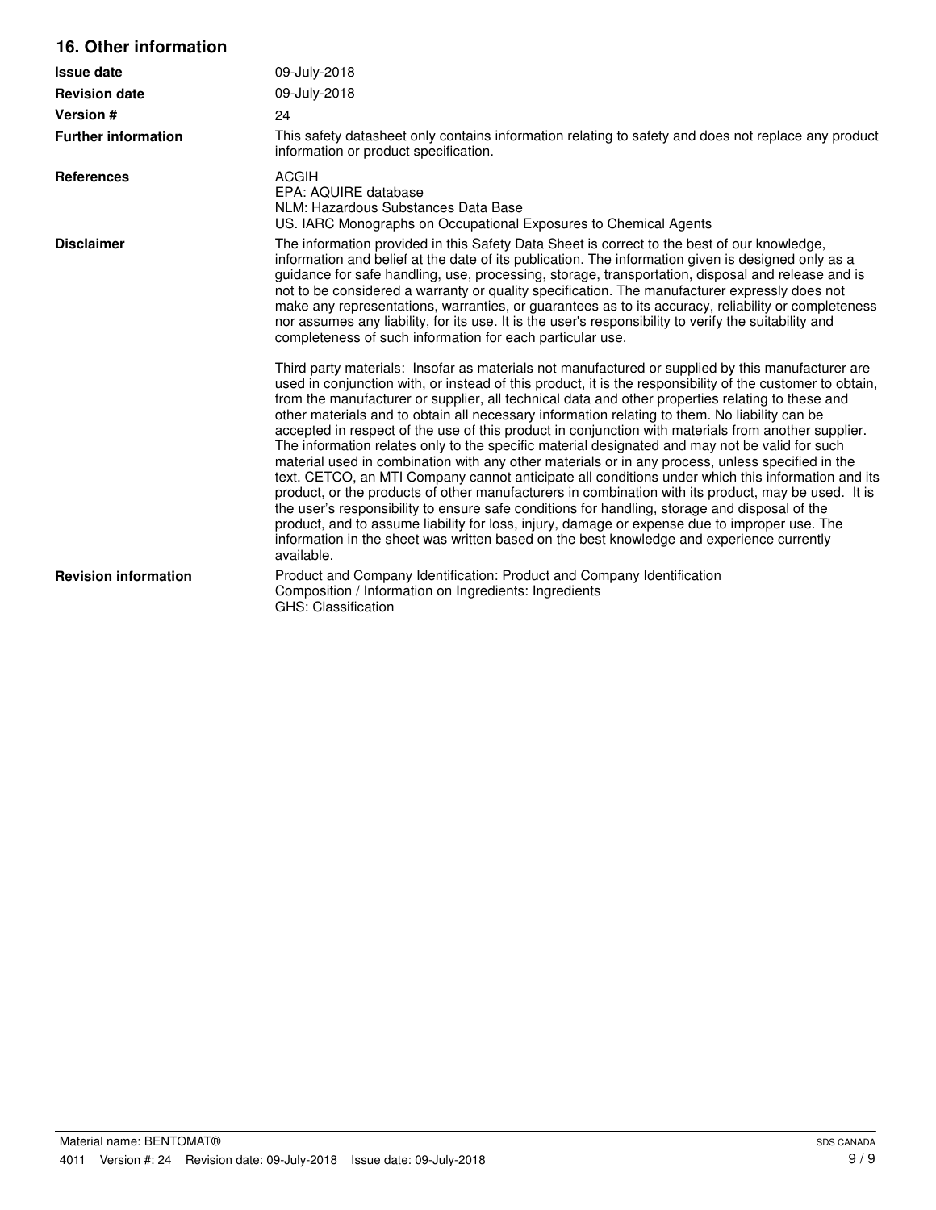## 16. Other information

**Issue date** 09-July-2018

**Revision date** 09-July-2018

**Version #** 24

**Further information** This safety datasheet only contains information relating to safety and does not replace any product information or product specification.

**References**
ACGIH
EPA: AQUIRE database
NLM: Hazardous Substances Data Base
US. IARC Monographs on Occupational Exposures to Chemical Agents

**Disclaimer** The information provided in this Safety Data Sheet is correct to the best of our knowledge, information and belief at the date of its publication. The information given is designed only as a guidance for safe handling, use, processing, storage, transportation, disposal and release and is not to be considered a warranty or quality specification. The manufacturer expressly does not make any representations, warranties, or guarantees as to its accuracy, reliability or completeness nor assumes any liability, for its use. It is the user's responsibility to verify the suitability and completeness of such information for each particular use.

Third party materials: Insofar as materials not manufactured or supplied by this manufacturer are used in conjunction with, or instead of this product, it is the responsibility of the customer to obtain, from the manufacturer or supplier, all technical data and other properties relating to these and other materials and to obtain all necessary information relating to them. No liability can be accepted in respect of the use of this product in conjunction with materials from another supplier. The information relates only to the specific material designated and may not be valid for such material used in combination with any other materials or in any process, unless specified in the text. CETCO, an MTI Company cannot anticipate all conditions under which this information and its product, or the products of other manufacturers in combination with its product, may be used. It is the user's responsibility to ensure safe conditions for handling, storage and disposal of the product, and to assume liability for loss, injury, damage or expense due to improper use. The information in the sheet was written based on the best knowledge and experience currently available.

**Revision information**
Product and Company Identification: Product and Company Identification
Composition / Information on Ingredients: Ingredients
GHS: Classification